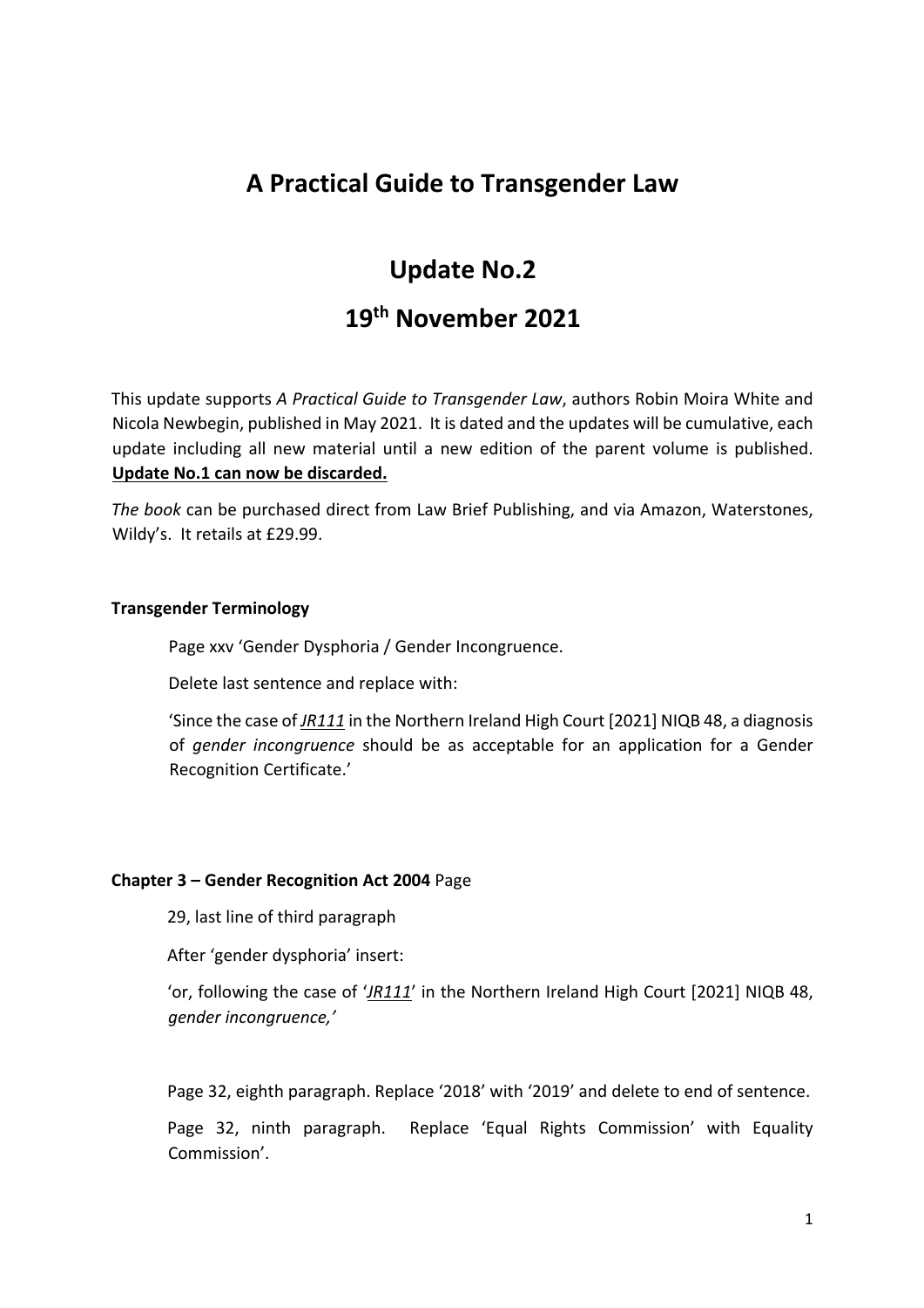# A Practical Guide to Transgender Law

## Update No.2

## 19th November 2021

This update supports *A Practical Guide to Transgender Law*, authors Robin Moira White and Nicola Newbegin, published in May 2021. It is dated and the updates will be cumulative, each update including all new material until a new edition of the parent volume is published. **Update No.1 can now be discarded.**

*The book* can be purchased direct from Law Brief Publishing, and via Amazon, Waterstones, Wildy's. It retails at £29.99.

### Transgender Terminology

Page xxv 'Gender Dysphoria / Gender Incongruence.

Delete last sentence and replace with:

'Since the case of *JR111* in the Northern Ireland High Court [2021] NIQB 48, a diagnosis of *gender incongruence* should be as acceptable for an application for a Gender Recognition Certificate.'

### Chapter 3 – Gender Recognition Act 2004 Page

29, last line of third paragraph

After 'gender dysphoria' insert:

'or, following the case of '*JR111*' in the Northern Ireland High Court [2021] NIQB 48, *gender incongruence,'*

Page 32, eighth paragraph. Replace '2018' with '2019' and delete to end of sentence.

Page 32, ninth paragraph. Replace 'Equal Rights Commission' with Equality Commission'.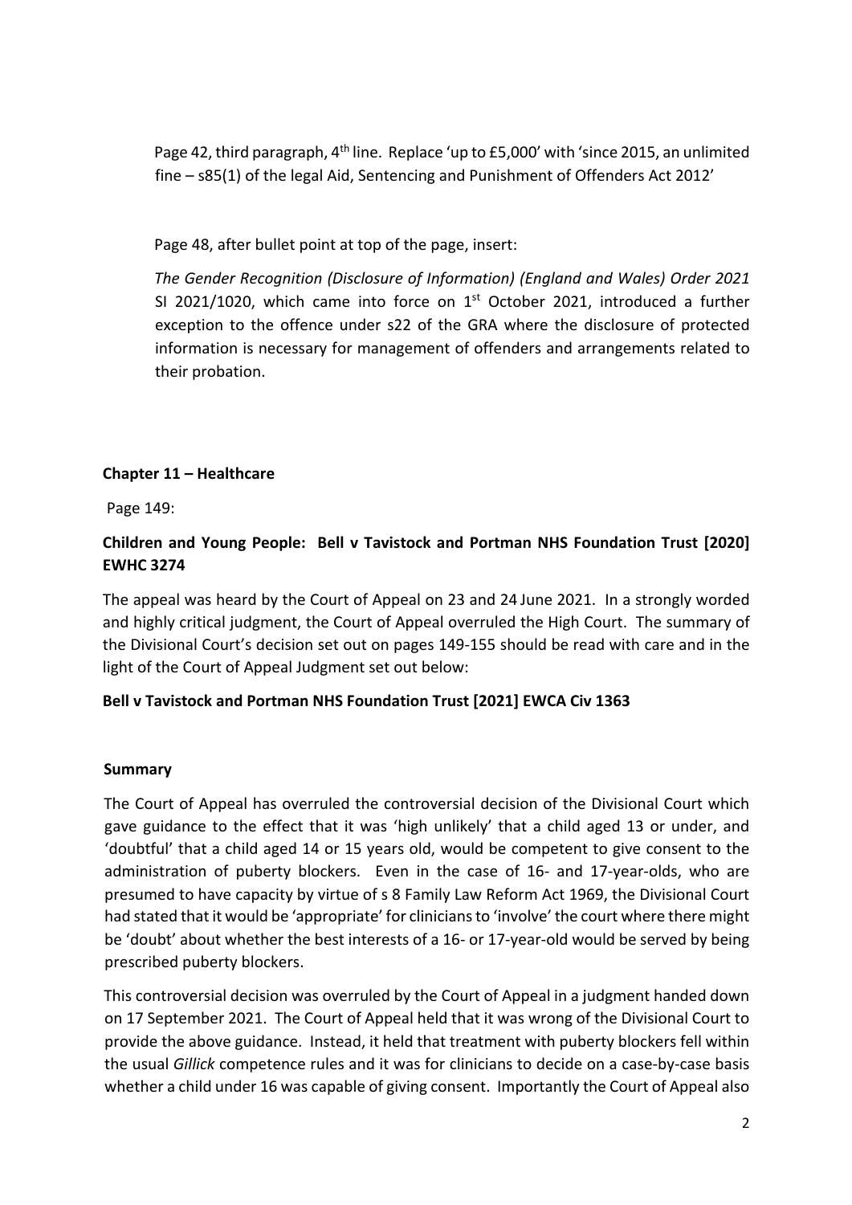Page 42, third paragraph, 4th line. Replace 'up to £5,000' with 'since 2015, an unlimited fine – s85(1) of the legal Aid, Sentencing and Punishment of Offenders Act 2012'

Page 48, after bullet point at top of the page, insert:

*The Gender Recognition (Disclosure of Information) (England and Wales) Order 2021* SI 2021/1020, which came into force on 1st October 2021, introduced a further exception to the offence under s22 of the GRA where the disclosure of protected information is necessary for management of offenders and arrangements related to their probation.

## Chapter 11 – Healthcare

Page 149:

### Children and Young People: Bell v Tavistock and Portman NHS Foundation Trust [2020] EWHC 3274

The appeal was heard by the Court of Appeal on 23 and 24 June 2021. In a strongly worded and highly critical judgment, the Court of Appeal overruled the High Court. The summary of the Divisional Court's decision set out on pages 149-155 should be read with care and in the light of the Court of Appeal Judgment set out below:

### Bell v Tavistock and Portman NHS Foundation Trust [2021] EWCA Civ 1363

#### Summary

The Court of Appeal has overruled the controversial decision of the Divisional Court which gave guidance to the effect that it was 'high unlikely' that a child aged 13 or under, and 'doubtful' that a child aged 14 or 15 years old, would be competent to give consent to the administration of puberty blockers. Even in the case of 16- and 17-year-olds, who are presumed to have capacity by virtue of s 8 Family Law Reform Act 1969, the Divisional Court had stated that it would be 'appropriate' for clinicians to 'involve' the court where there might be 'doubt' about whether the best interests of a 16- or 17-year-old would be served by being prescribed puberty blockers.

This controversial decision was overruled by the Court of Appeal in a judgment handed down on 17 September 2021. The Court of Appeal held that it was wrong of the Divisional Court to provide the above guidance. Instead, it held that treatment with puberty blockers fell within the usual *Gillick* competence rules and it was for clinicians to decide on a case-by-case basis whether a child under 16 was capable of giving consent. Importantly the Court of Appeal also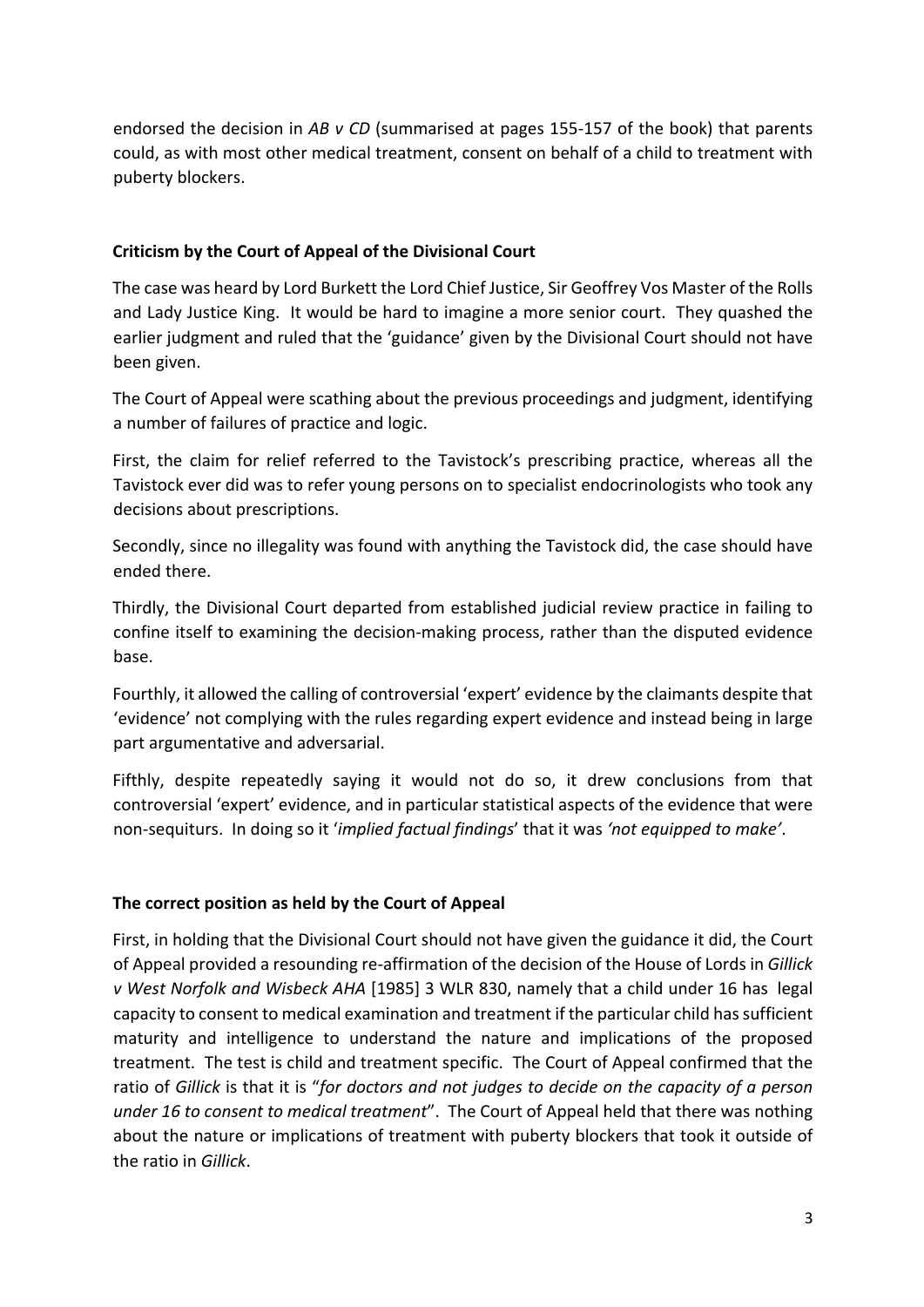endorsed the decision in *AB v CD* (summarised at pages 155-157 of the book) that parents could, as with most other medical treatment, consent on behalf of a child to treatment with puberty blockers.

**Criticism by the Court of Appeal of the Divisional Court**

The case was heard by Lord Burkett the Lord Chief Justice, Sir Geoffrey Vos Master of the Rolls and Lady Justice King. It would be hard to imagine a more senior court. They quashed the earlier judgment and ruled that the 'guidance' given by the Divisional Court should not have been given.

The Court of Appeal were scathing about the previous proceedings and judgment, identifying a number of failures of practice and logic.

First, the claim for relief referred to the Tavistock's prescribing practice, whereas all the Tavistock ever did was to refer young persons on to specialist endocrinologists who took any decisions about prescriptions.

Secondly, since no illegality was found with anything the Tavistock did, the case should have ended there.

Thirdly, the Divisional Court departed from established judicial review practice in failing to confine itself to examining the decision-making process, rather than the disputed evidence base.

Fourthly, it allowed the calling of controversial 'expert' evidence by the claimants despite that 'evidence' not complying with the rules regarding expert evidence and instead being in large part argumentative and adversarial.

Fifthly, despite repeatedly saying it would not do so, it drew conclusions from that controversial 'expert' evidence, and in particular statistical aspects of the evidence that were non-sequiturs. In doing so it '*implied factual findings*' that it was *'not equipped to make'*.

**The correct position as held by the Court of Appeal**

First, in holding that the Divisional Court should not have given the guidance it did, the Court of Appeal provided a resounding re-affirmation of the decision of the House of Lords in *Gillick v West Norfolk and Wisbeck AHA* [1985] 3 WLR 830, namely that a child under 16 has legal capacity to consent to medical examination and treatment if the particular child has sufficient maturity and intelligence to understand the nature and implications of the proposed treatment. The test is child and treatment specific. The Court of Appeal confirmed that the ratio of *Gillick* is that it is "*for doctors and not judges to decide on the capacity of a person under 16 to consent to medical treatment*". The Court of Appeal held that there was nothing about the nature or implications of treatment with puberty blockers that took it outside of the ratio in *Gillick*.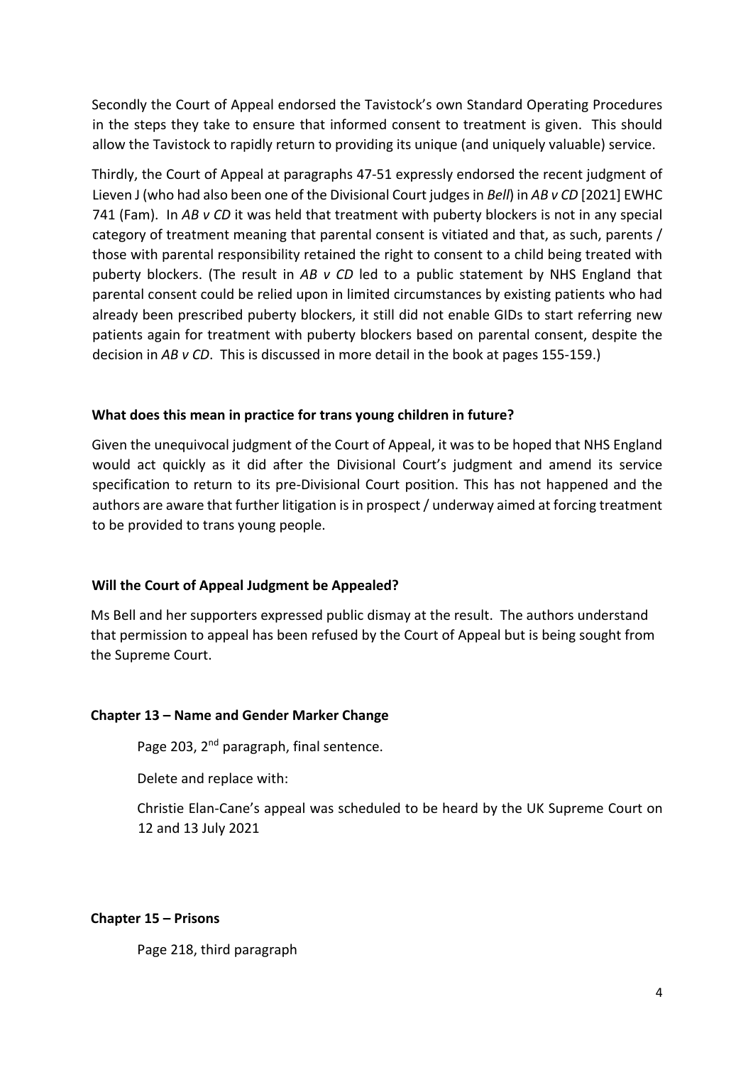Secondly the Court of Appeal endorsed the Tavistock's own Standard Operating Procedures in the steps they take to ensure that informed consent to treatment is given. This should allow the Tavistock to rapidly return to providing its unique (and uniquely valuable) service.

Thirdly, the Court of Appeal at paragraphs 47-51 expressly endorsed the recent judgment of Lieven J (who had also been one of the Divisional Court judges in *Bell*) in *AB v CD* [2021] EWHC 741 (Fam). In *AB v CD* it was held that treatment with puberty blockers is not in any special category of treatment meaning that parental consent is vitiated and that, as such, parents / those with parental responsibility retained the right to consent to a child being treated with puberty blockers. (The result in *AB v CD* led to a public statement by NHS England that parental consent could be relied upon in limited circumstances by existing patients who had already been prescribed puberty blockers, it still did not enable GIDs to start referring new patients again for treatment with puberty blockers based on parental consent, despite the decision in *AB v CD*. This is discussed in more detail in the book at pages 155-159.)

**What does this mean in practice for trans young children in future?**

Given the unequivocal judgment of the Court of Appeal, it was to be hoped that NHS England would act quickly as it did after the Divisional Court's judgment and amend its service specification to return to its pre-Divisional Court position. This has not happened and the authors are aware that further litigation is in prospect / underway aimed at forcing treatment to be provided to trans young people.

**Will the Court of Appeal Judgment be Appealed?**

Ms Bell and her supporters expressed public dismay at the result. The authors understand that permission to appeal has been refused by the Court of Appeal but is being sought from the Supreme Court.

**Chapter 13 – Name and Gender Marker Change**

Page 203, 2nd paragraph, final sentence.

Delete and replace with:

Christie Elan-Cane's appeal was scheduled to be heard by the UK Supreme Court on 12 and 13 July 2021

**Chapter 15 – Prisons**

Page 218, third paragraph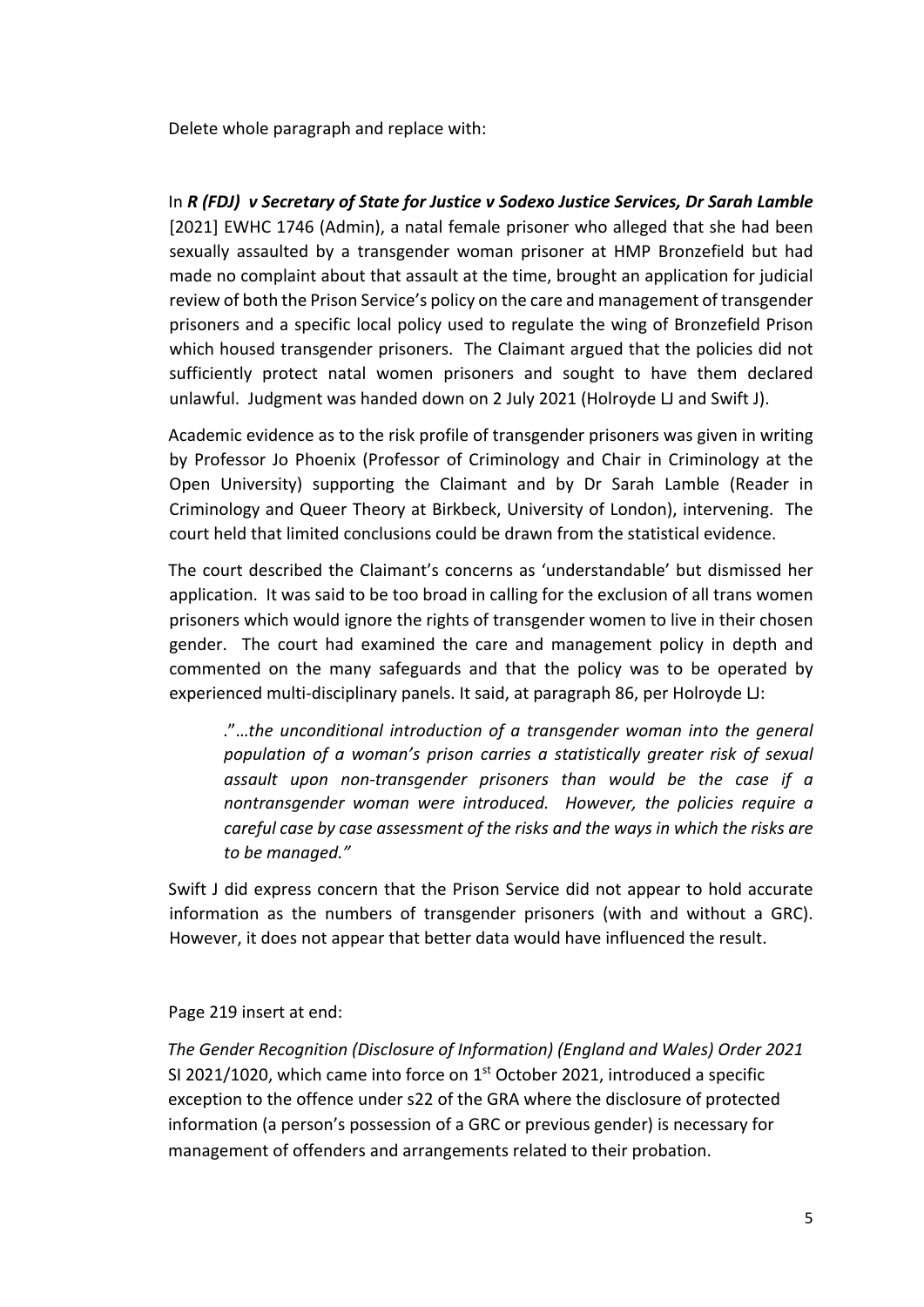Delete whole paragraph and replace with:

In ***R (FDJ) v Secretary of State for Justice v Sodexo Justice Services, Dr Sarah Lamble*** [2021] EWHC 1746 (Admin), a natal female prisoner who alleged that she had been sexually assaulted by a transgender woman prisoner at HMP Bronzefield but had made no complaint about that assault at the time, brought an application for judicial review of both the Prison Service's policy on the care and management of transgender prisoners and a specific local policy used to regulate the wing of Bronzefield Prison which housed transgender prisoners. The Claimant argued that the policies did not sufficiently protect natal women prisoners and sought to have them declared unlawful. Judgment was handed down on 2 July 2021 (Holroyde LJ and Swift J).

Academic evidence as to the risk profile of transgender prisoners was given in writing by Professor Jo Phoenix (Professor of Criminology and Chair in Criminology at the Open University) supporting the Claimant and by Dr Sarah Lamble (Reader in Criminology and Queer Theory at Birkbeck, University of London), intervening. The court held that limited conclusions could be drawn from the statistical evidence.

The court described the Claimant's concerns as 'understandable' but dismissed her application. It was said to be too broad in calling for the exclusion of all trans women prisoners which would ignore the rights of transgender women to live in their chosen gender. The court had examined the care and management policy in depth and commented on the many safeguards and that the policy was to be operated by experienced multi-disciplinary panels. It said, at paragraph 86, per Holroyde LJ:

> ."…*the unconditional introduction of a transgender woman into the general population of a woman's prison carries a statistically greater risk of sexual assault upon non-transgender prisoners than would be the case if a nontransgender woman were introduced. However, the policies require a careful case by case assessment of the risks and the ways in which the risks are to be managed."*

Swift J did express concern that the Prison Service did not appear to hold accurate information as the numbers of transgender prisoners (with and without a GRC). However, it does not appear that better data would have influenced the result.

Page 219 insert at end:

*The Gender Recognition (Disclosure of Information) (England and Wales) Order 2021* SI 2021/1020, which came into force on 1st October 2021, introduced a specific exception to the offence under s22 of the GRA where the disclosure of protected information (a person's possession of a GRC or previous gender) is necessary for management of offenders and arrangements related to their probation.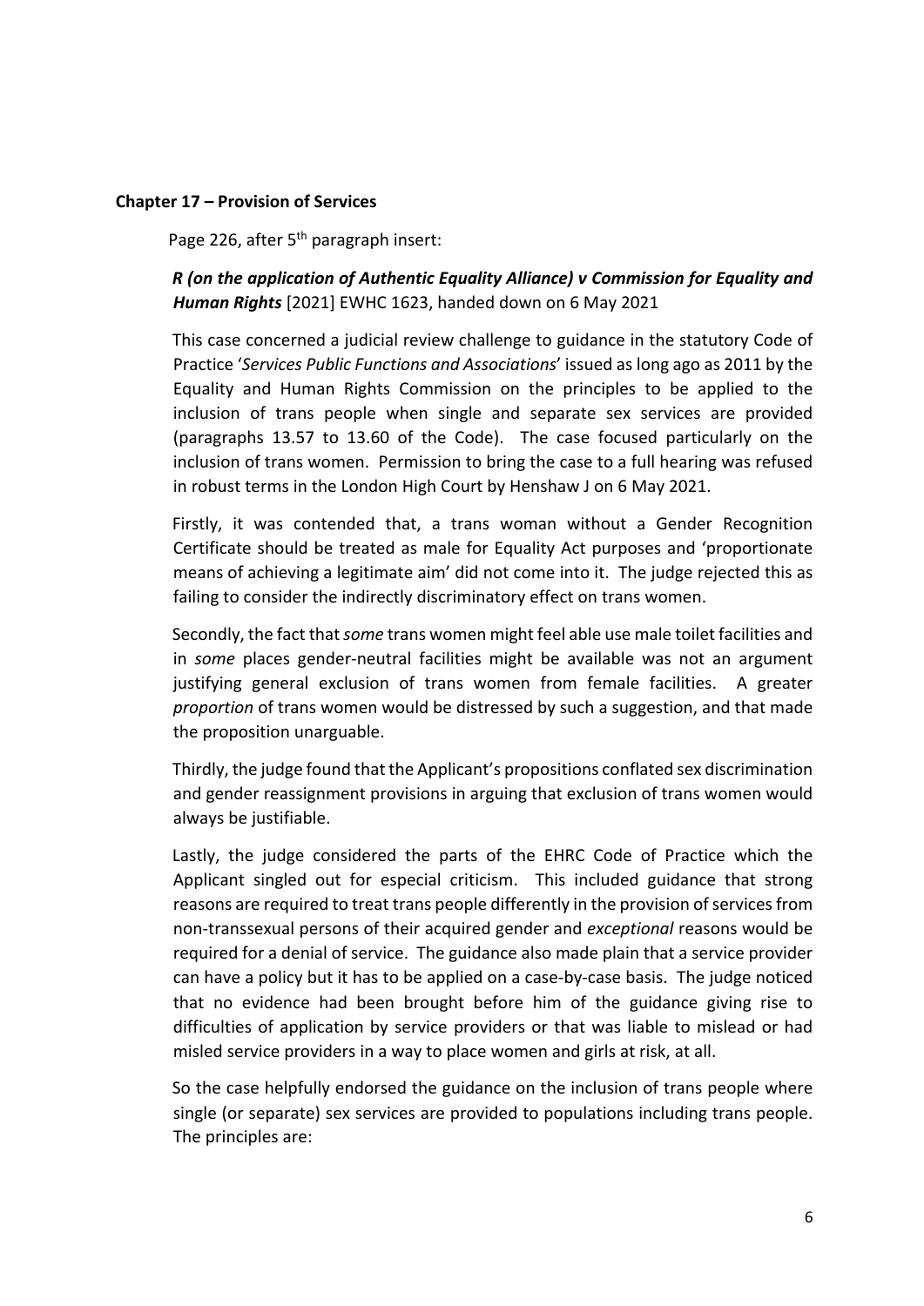**Chapter 17 – Provision of Services**

Page 226, after 5th paragraph insert:

***R (on the application of Authentic Equality Alliance) v Commission for Equality and Human Rights*** [2021] EWHC 1623, handed down on 6 May 2021

This case concerned a judicial review challenge to guidance in the statutory Code of Practice '*Services Public Functions and Associations*' issued as long ago as 2011 by the Equality and Human Rights Commission on the principles to be applied to the inclusion of trans people when single and separate sex services are provided (paragraphs 13.57 to 13.60 of the Code). The case focused particularly on the inclusion of trans women. Permission to bring the case to a full hearing was refused in robust terms in the London High Court by Henshaw J on 6 May 2021.

Firstly, it was contended that, a trans woman without a Gender Recognition Certificate should be treated as male for Equality Act purposes and 'proportionate means of achieving a legitimate aim' did not come into it. The judge rejected this as failing to consider the indirectly discriminatory effect on trans women.

Secondly, the fact that *some* trans women might feel able use male toilet facilities and in *some* places gender-neutral facilities might be available was not an argument justifying general exclusion of trans women from female facilities. A greater *proportion* of trans women would be distressed by such a suggestion, and that made the proposition unarguable.

Thirdly, the judge found that the Applicant's propositions conflated sex discrimination and gender reassignment provisions in arguing that exclusion of trans women would always be justifiable.

Lastly, the judge considered the parts of the EHRC Code of Practice which the Applicant singled out for especial criticism. This included guidance that strong reasons are required to treat trans people differently in the provision of services from non-transsexual persons of their acquired gender and *exceptional* reasons would be required for a denial of service. The guidance also made plain that a service provider can have a policy but it has to be applied on a case-by-case basis. The judge noticed that no evidence had been brought before him of the guidance giving rise to difficulties of application by service providers or that was liable to mislead or had misled service providers in a way to place women and girls at risk, at all.

So the case helpfully endorsed the guidance on the inclusion of trans people where single (or separate) sex services are provided to populations including trans people. The principles are: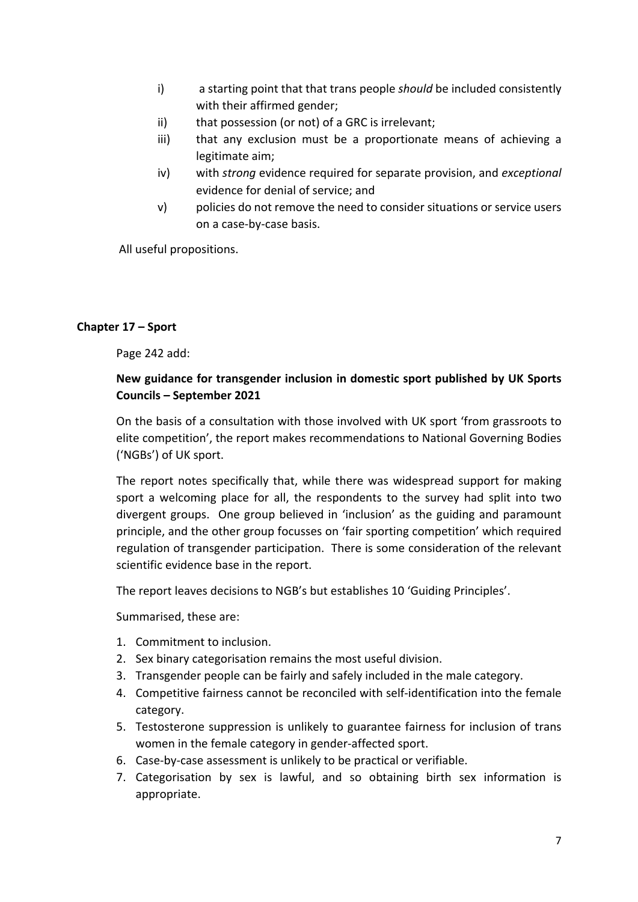i) a starting point that that trans people *should* be included consistently with their affirmed gender;
ii) that possession (or not) of a GRC is irrelevant;
iii) that any exclusion must be a proportionate means of achieving a legitimate aim;
iv) with *strong* evidence required for separate provision, and *exceptional* evidence for denial of service; and
v) policies do not remove the need to consider situations or service users on a case-by-case basis.

All useful propositions.

## Chapter 17 – Sport

Page 242 add:

### New guidance for transgender inclusion in domestic sport published by UK Sports Councils – September 2021

On the basis of a consultation with those involved with UK sport 'from grassroots to elite competition', the report makes recommendations to National Governing Bodies ('NGBs') of UK sport.

The report notes specifically that, while there was widespread support for making sport a welcoming place for all, the respondents to the survey had split into two divergent groups. One group believed in 'inclusion' as the guiding and paramount principle, and the other group focusses on 'fair sporting competition' which required regulation of transgender participation. There is some consideration of the relevant scientific evidence base in the report.

The report leaves decisions to NGB's but establishes 10 'Guiding Principles'.

Summarised, these are:

1. Commitment to inclusion.
2. Sex binary categorisation remains the most useful division.
3. Transgender people can be fairly and safely included in the male category.
4. Competitive fairness cannot be reconciled with self-identification into the female category.
5. Testosterone suppression is unlikely to guarantee fairness for inclusion of trans women in the female category in gender-affected sport.
6. Case-by-case assessment is unlikely to be practical or verifiable.
7. Categorisation by sex is lawful, and so obtaining birth sex information is appropriate.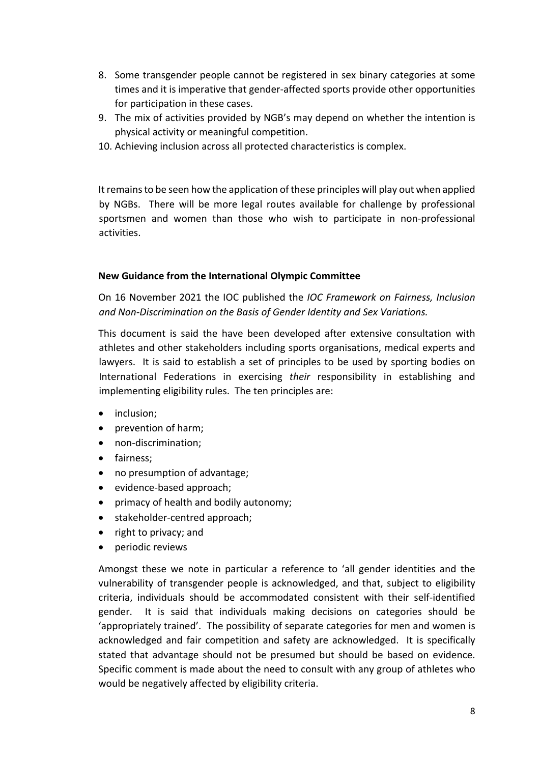8. Some transgender people cannot be registered in sex binary categories at some times and it is imperative that gender-affected sports provide other opportunities for participation in these cases.
9. The mix of activities provided by NGB's may depend on whether the intention is physical activity or meaningful competition.
10. Achieving inclusion across all protected characteristics is complex.

It remains to be seen how the application of these principles will play out when applied by NGBs. There will be more legal routes available for challenge by professional sportsmen and women than those who wish to participate in non-professional activities.

**New Guidance from the International Olympic Committee**

On 16 November 2021 the IOC published the *IOC Framework on Fairness, Inclusion and Non-Discrimination on the Basis of Gender Identity and Sex Variations.*

This document is said the have been developed after extensive consultation with athletes and other stakeholders including sports organisations, medical experts and lawyers. It is said to establish a set of principles to be used by sporting bodies on International Federations in exercising *their* responsibility in establishing and implementing eligibility rules. The ten principles are:

- inclusion;
- prevention of harm;
- non-discrimination;
- fairness;
- no presumption of advantage;
- evidence-based approach;
- primacy of health and bodily autonomy;
- stakeholder-centred approach;
- right to privacy; and
- periodic reviews

Amongst these we note in particular a reference to 'all gender identities and the vulnerability of transgender people is acknowledged, and that, subject to eligibility criteria, individuals should be accommodated consistent with their self-identified gender. It is said that individuals making decisions on categories should be 'appropriately trained'. The possibility of separate categories for men and women is acknowledged and fair competition and safety are acknowledged. It is specifically stated that advantage should not be presumed but should be based on evidence. Specific comment is made about the need to consult with any group of athletes who would be negatively affected by eligibility criteria.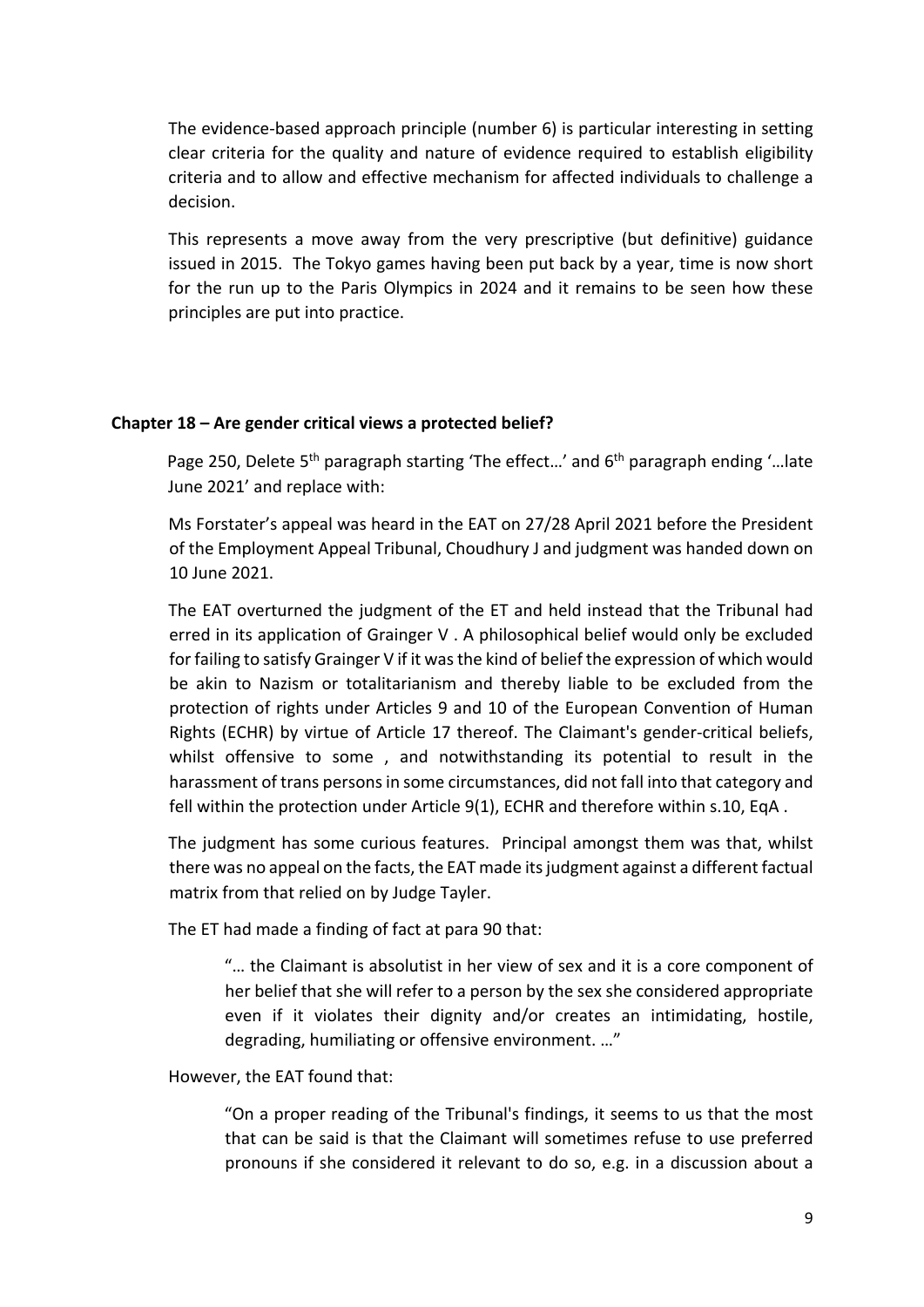The evidence-based approach principle (number 6) is particular interesting in setting clear criteria for the quality and nature of evidence required to establish eligibility criteria and to allow and effective mechanism for affected individuals to challenge a decision.

This represents a move away from the very prescriptive (but definitive) guidance issued in 2015. The Tokyo games having been put back by a year, time is now short for the run up to the Paris Olympics in 2024 and it remains to be seen how these principles are put into practice.

## Chapter 18 – Are gender critical views a protected belief?

Page 250, Delete 5th paragraph starting 'The effect…' and 6th paragraph ending '…late June 2021' and replace with:

Ms Forstater's appeal was heard in the EAT on 27/28 April 2021 before the President of the Employment Appeal Tribunal, Choudhury J and judgment was handed down on 10 June 2021.

The EAT overturned the judgment of the ET and held instead that the Tribunal had erred in its application of Grainger V . A philosophical belief would only be excluded for failing to satisfy Grainger V if it was the kind of belief the expression of which would be akin to Nazism or totalitarianism and thereby liable to be excluded from the protection of rights under Articles 9 and 10 of the European Convention of Human Rights (ECHR) by virtue of Article 17 thereof. The Claimant's gender-critical beliefs, whilst offensive to some , and notwithstanding its potential to result in the harassment of trans persons in some circumstances, did not fall into that category and fell within the protection under Article 9(1), ECHR and therefore within s.10, EqA .

The judgment has some curious features. Principal amongst them was that, whilst there was no appeal on the facts, the EAT made its judgment against a different factual matrix from that relied on by Judge Tayler.

The ET had made a finding of fact at para 90 that:

> "… the Claimant is absolutist in her view of sex and it is a core component of her belief that she will refer to a person by the sex she considered appropriate even if it violates their dignity and/or creates an intimidating, hostile, degrading, humiliating or offensive environment. …"

However, the EAT found that:

> "On a proper reading of the Tribunal's findings, it seems to us that the most that can be said is that the Claimant will sometimes refuse to use preferred pronouns if she considered it relevant to do so, e.g. in a discussion about a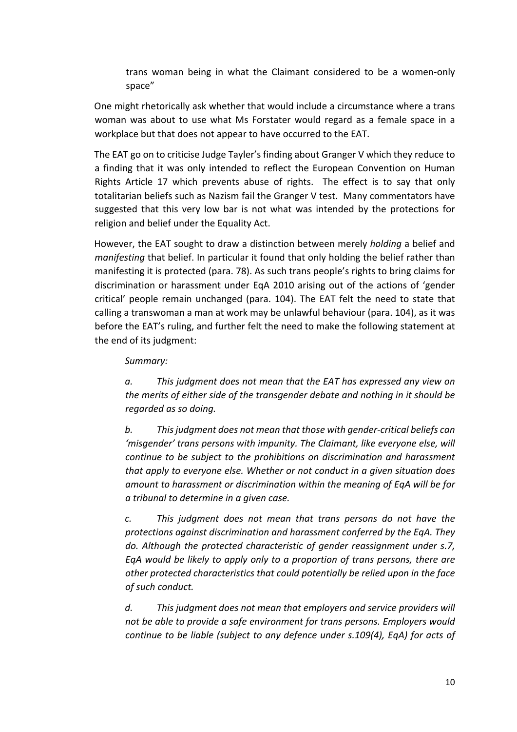trans woman being in what the Claimant considered to be a women-only space"

One might rhetorically ask whether that would include a circumstance where a trans woman was about to use what Ms Forstater would regard as a female space in a workplace but that does not appear to have occurred to the EAT.

The EAT go on to criticise Judge Tayler's finding about Granger V which they reduce to a finding that it was only intended to reflect the European Convention on Human Rights Article 17 which prevents abuse of rights. The effect is to say that only totalitarian beliefs such as Nazism fail the Granger V test. Many commentators have suggested that this very low bar is not what was intended by the protections for religion and belief under the Equality Act.

However, the EAT sought to draw a distinction between merely *holding* a belief and *manifesting* that belief. In particular it found that only holding the belief rather than manifesting it is protected (para. 78). As such trans people's rights to bring claims for discrimination or harassment under EqA 2010 arising out of the actions of 'gender critical' people remain unchanged (para. 104). The EAT felt the need to state that calling a transwoman a man at work may be unlawful behaviour (para. 104), as it was before the EAT's ruling, and further felt the need to make the following statement at the end of its judgment:

> *Summary:*
>
> *a. This judgment does not mean that the EAT has expressed any view on the merits of either side of the transgender debate and nothing in it should be regarded as so doing.*
>
> *b. This judgment does not mean that those with gender-critical beliefs can 'misgender' trans persons with impunity. The Claimant, like everyone else, will continue to be subject to the prohibitions on discrimination and harassment that apply to everyone else. Whether or not conduct in a given situation does amount to harassment or discrimination within the meaning of EqA will be for a tribunal to determine in a given case.*
>
> *c. This judgment does not mean that trans persons do not have the protections against discrimination and harassment conferred by the EqA. They do. Although the protected characteristic of gender reassignment under s.7, EqA would be likely to apply only to a proportion of trans persons, there are other protected characteristics that could potentially be relied upon in the face of such conduct.*
>
> *d. This judgment does not mean that employers and service providers will not be able to provide a safe environment for trans persons. Employers would continue to be liable (subject to any defence under s.109(4), EqA) for acts of*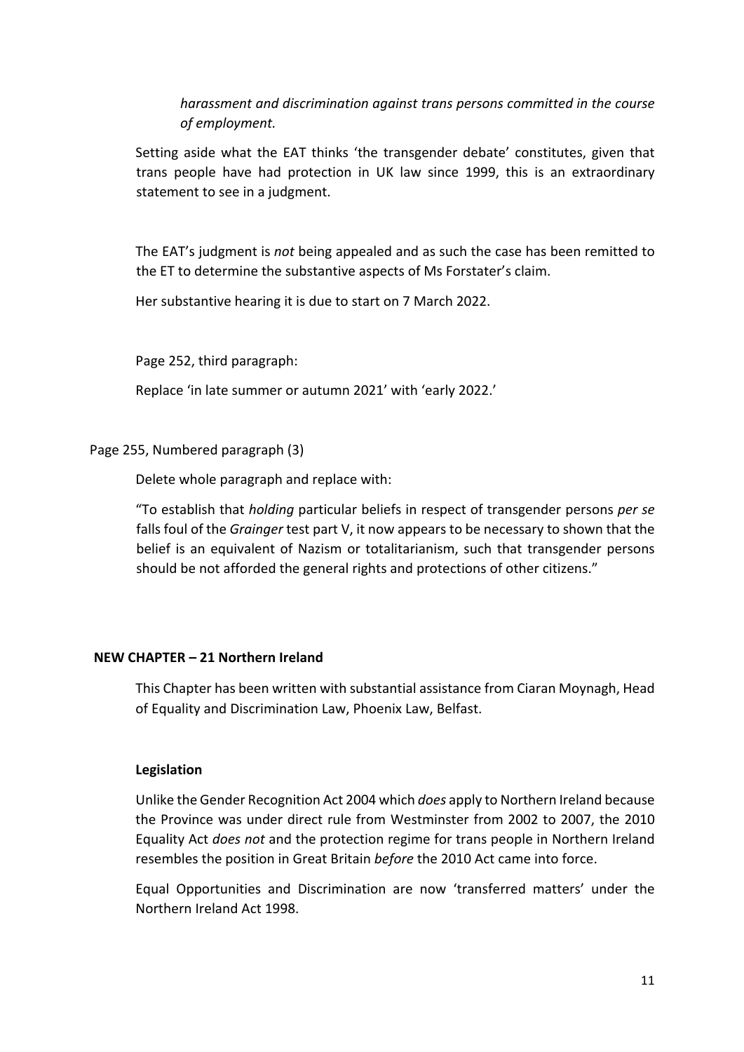> *harassment and discrimination against trans persons committed in the course of employment.*

Setting aside what the EAT thinks 'the transgender debate' constitutes, given that trans people have had protection in UK law since 1999, this is an extraordinary statement to see in a judgment.

The EAT's judgment is *not* being appealed and as such the case has been remitted to the ET to determine the substantive aspects of Ms Forstater's claim.

Her substantive hearing it is due to start on 7 March 2022.

Page 252, third paragraph:

Replace 'in late summer or autumn 2021' with 'early 2022.'

Page 255, Numbered paragraph (3)

Delete whole paragraph and replace with:

"To establish that *holding* particular beliefs in respect of transgender persons *per se* falls foul of the *Grainger* test part V, it now appears to be necessary to shown that the belief is an equivalent of Nazism or totalitarianism, such that transgender persons should be not afforded the general rights and protections of other citizens."

## NEW CHAPTER – 21 Northern Ireland

This Chapter has been written with substantial assistance from Ciaran Moynagh, Head of Equality and Discrimination Law, Phoenix Law, Belfast.

### Legislation

Unlike the Gender Recognition Act 2004 which *does* apply to Northern Ireland because the Province was under direct rule from Westminster from 2002 to 2007, the 2010 Equality Act *does not* and the protection regime for trans people in Northern Ireland resembles the position in Great Britain *before* the 2010 Act came into force.

Equal Opportunities and Discrimination are now 'transferred matters' under the Northern Ireland Act 1998.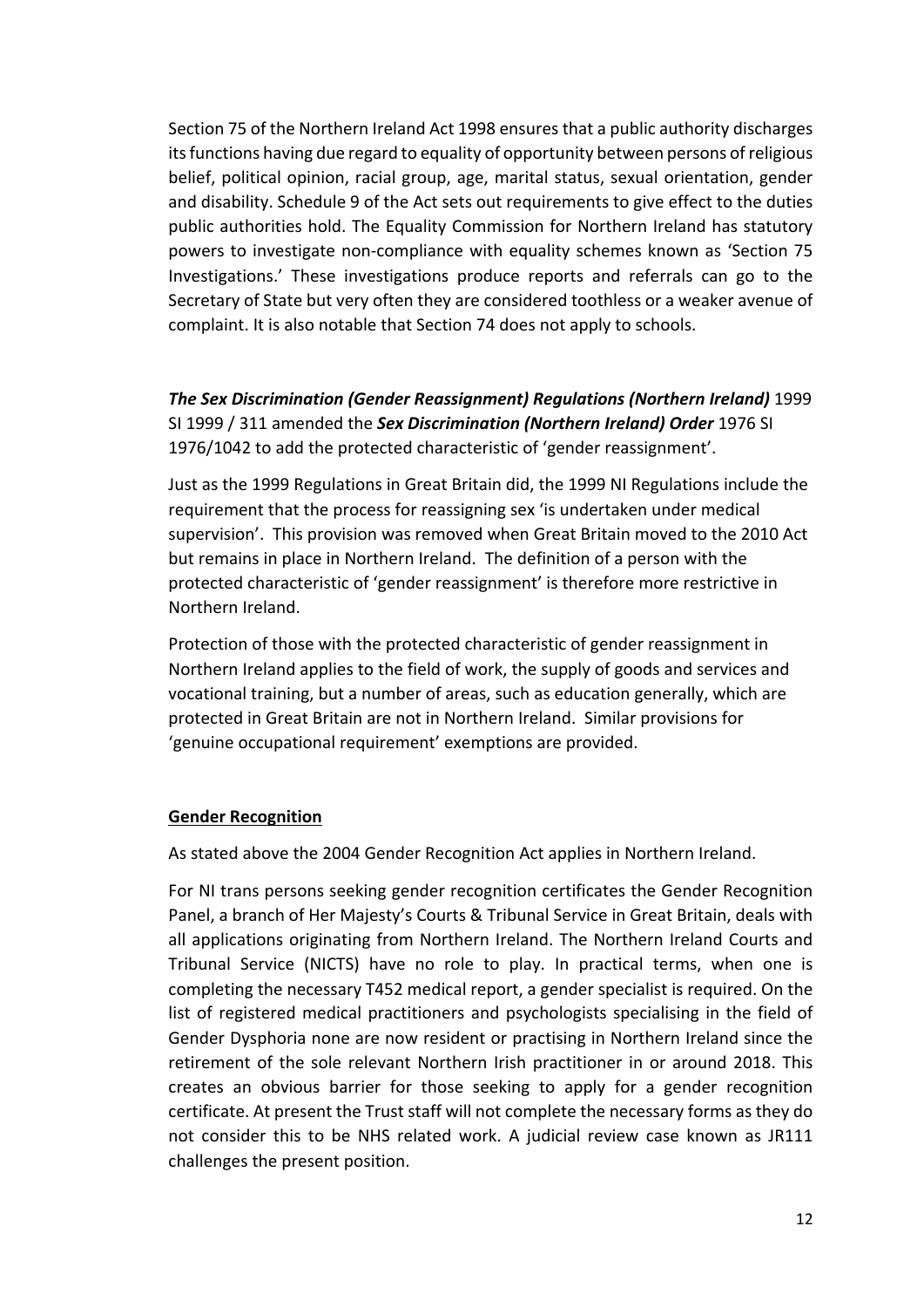Section 75 of the Northern Ireland Act 1998 ensures that a public authority discharges its functions having due regard to equality of opportunity between persons of religious belief, political opinion, racial group, age, marital status, sexual orientation, gender and disability. Schedule 9 of the Act sets out requirements to give effect to the duties public authorities hold. The Equality Commission for Northern Ireland has statutory powers to investigate non-compliance with equality schemes known as 'Section 75 Investigations.' These investigations produce reports and referrals can go to the Secretary of State but very often they are considered toothless or a weaker avenue of complaint. It is also notable that Section 74 does not apply to schools.

***The Sex Discrimination (Gender Reassignment) Regulations (Northern Ireland)*** 1999 SI 1999 / 311 amended the ***Sex Discrimination (Northern Ireland) Order*** 1976 SI 1976/1042 to add the protected characteristic of 'gender reassignment'.

Just as the 1999 Regulations in Great Britain did, the 1999 NI Regulations include the requirement that the process for reassigning sex 'is undertaken under medical supervision'. This provision was removed when Great Britain moved to the 2010 Act but remains in place in Northern Ireland. The definition of a person with the protected characteristic of 'gender reassignment' is therefore more restrictive in Northern Ireland.

Protection of those with the protected characteristic of gender reassignment in Northern Ireland applies to the field of work, the supply of goods and services and vocational training, but a number of areas, such as education generally, which are protected in Great Britain are not in Northern Ireland. Similar provisions for 'genuine occupational requirement' exemptions are provided.

**<u>Gender Recognition</u>**

As stated above the 2004 Gender Recognition Act applies in Northern Ireland.

For NI trans persons seeking gender recognition certificates the Gender Recognition Panel, a branch of Her Majesty's Courts & Tribunal Service in Great Britain, deals with all applications originating from Northern Ireland. The Northern Ireland Courts and Tribunal Service (NICTS) have no role to play. In practical terms, when one is completing the necessary T452 medical report, a gender specialist is required. On the list of registered medical practitioners and psychologists specialising in the field of Gender Dysphoria none are now resident or practising in Northern Ireland since the retirement of the sole relevant Northern Irish practitioner in or around 2018. This creates an obvious barrier for those seeking to apply for a gender recognition certificate. At present the Trust staff will not complete the necessary forms as they do not consider this to be NHS related work. A judicial review case known as JR111 challenges the present position.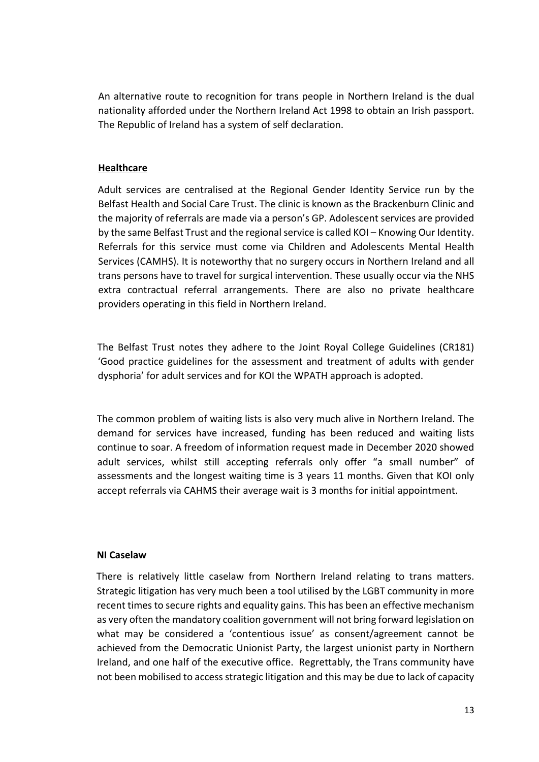An alternative route to recognition for trans people in Northern Ireland is the dual nationality afforded under the Northern Ireland Act 1998 to obtain an Irish passport. The Republic of Ireland has a system of self declaration.

**Healthcare**

Adult services are centralised at the Regional Gender Identity Service run by the Belfast Health and Social Care Trust. The clinic is known as the Brackenburn Clinic and the majority of referrals are made via a person's GP. Adolescent services are provided by the same Belfast Trust and the regional service is called KOI – Knowing Our Identity. Referrals for this service must come via Children and Adolescents Mental Health Services (CAMHS). It is noteworthy that no surgery occurs in Northern Ireland and all trans persons have to travel for surgical intervention. These usually occur via the NHS extra contractual referral arrangements. There are also no private healthcare providers operating in this field in Northern Ireland.

The Belfast Trust notes they adhere to the Joint Royal College Guidelines (CR181) 'Good practice guidelines for the assessment and treatment of adults with gender dysphoria' for adult services and for KOI the WPATH approach is adopted.

The common problem of waiting lists is also very much alive in Northern Ireland. The demand for services have increased, funding has been reduced and waiting lists continue to soar. A freedom of information request made in December 2020 showed adult services, whilst still accepting referrals only offer "a small number" of assessments and the longest waiting time is 3 years 11 months. Given that KOI only accept referrals via CAHMS their average wait is 3 months for initial appointment.

**NI Caselaw**

There is relatively little caselaw from Northern Ireland relating to trans matters. Strategic litigation has very much been a tool utilised by the LGBT community in more recent times to secure rights and equality gains. This has been an effective mechanism as very often the mandatory coalition government will not bring forward legislation on what may be considered a 'contentious issue' as consent/agreement cannot be achieved from the Democratic Unionist Party, the largest unionist party in Northern Ireland, and one half of the executive office. Regrettably, the Trans community have not been mobilised to access strategic litigation and this may be due to lack of capacity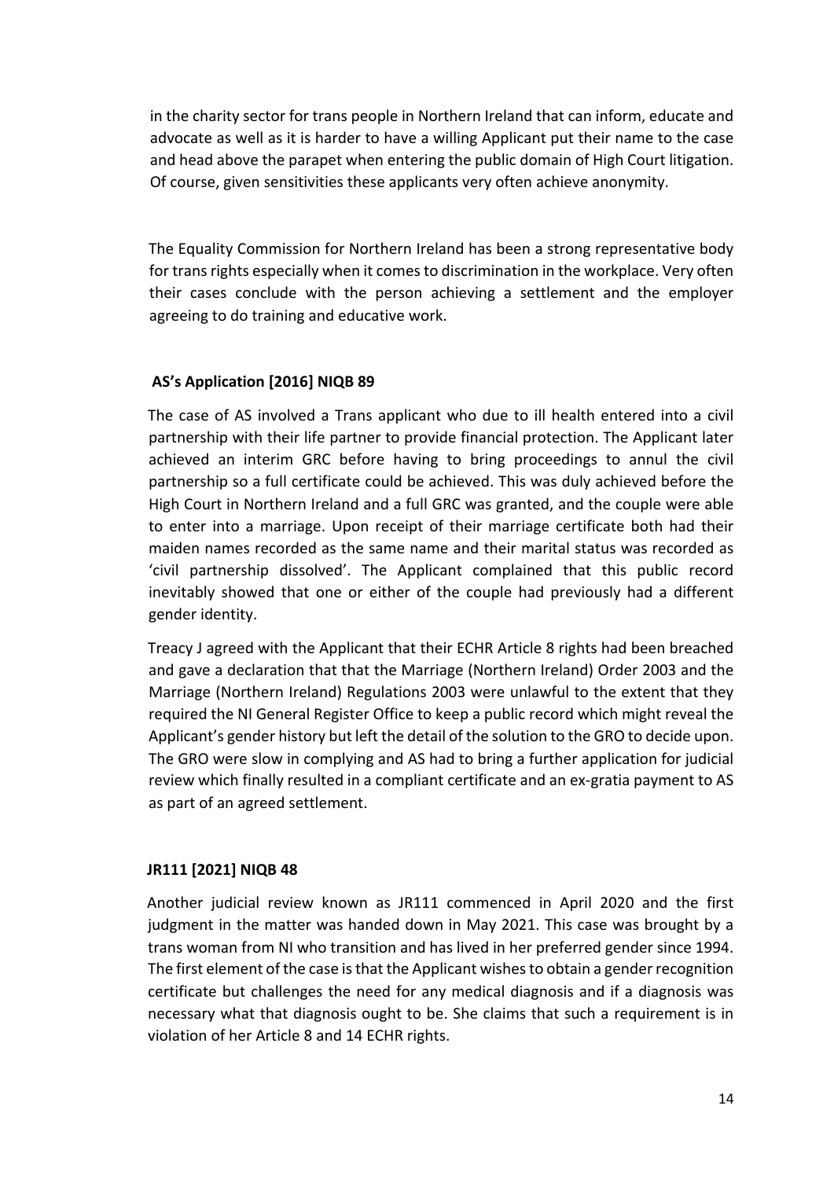in the charity sector for trans people in Northern Ireland that can inform, educate and advocate as well as it is harder to have a willing Applicant put their name to the case and head above the parapet when entering the public domain of High Court litigation. Of course, given sensitivities these applicants very often achieve anonymity.

The Equality Commission for Northern Ireland has been a strong representative body for trans rights especially when it comes to discrimination in the workplace. Very often their cases conclude with the person achieving a settlement and the employer agreeing to do training and educative work.

**AS's Application [2016] NIQB 89**

The case of AS involved a Trans applicant who due to ill health entered into a civil partnership with their life partner to provide financial protection. The Applicant later achieved an interim GRC before having to bring proceedings to annul the civil partnership so a full certificate could be achieved. This was duly achieved before the High Court in Northern Ireland and a full GRC was granted, and the couple were able to enter into a marriage. Upon receipt of their marriage certificate both had their maiden names recorded as the same name and their marital status was recorded as 'civil partnership dissolved'. The Applicant complained that this public record inevitably showed that one or either of the couple had previously had a different gender identity.

Treacy J agreed with the Applicant that their ECHR Article 8 rights had been breached and gave a declaration that that the Marriage (Northern Ireland) Order 2003 and the Marriage (Northern Ireland) Regulations 2003 were unlawful to the extent that they required the NI General Register Office to keep a public record which might reveal the Applicant's gender history but left the detail of the solution to the GRO to decide upon. The GRO were slow in complying and AS had to bring a further application for judicial review which finally resulted in a compliant certificate and an ex-gratia payment to AS as part of an agreed settlement.

**JR111 [2021] NIQB 48**

Another judicial review known as JR111 commenced in April 2020 and the first judgment in the matter was handed down in May 2021. This case was brought by a trans woman from NI who transition and has lived in her preferred gender since 1994. The first element of the case is that the Applicant wishes to obtain a gender recognition certificate but challenges the need for any medical diagnosis and if a diagnosis was necessary what that diagnosis ought to be. She claims that such a requirement is in violation of her Article 8 and 14 ECHR rights.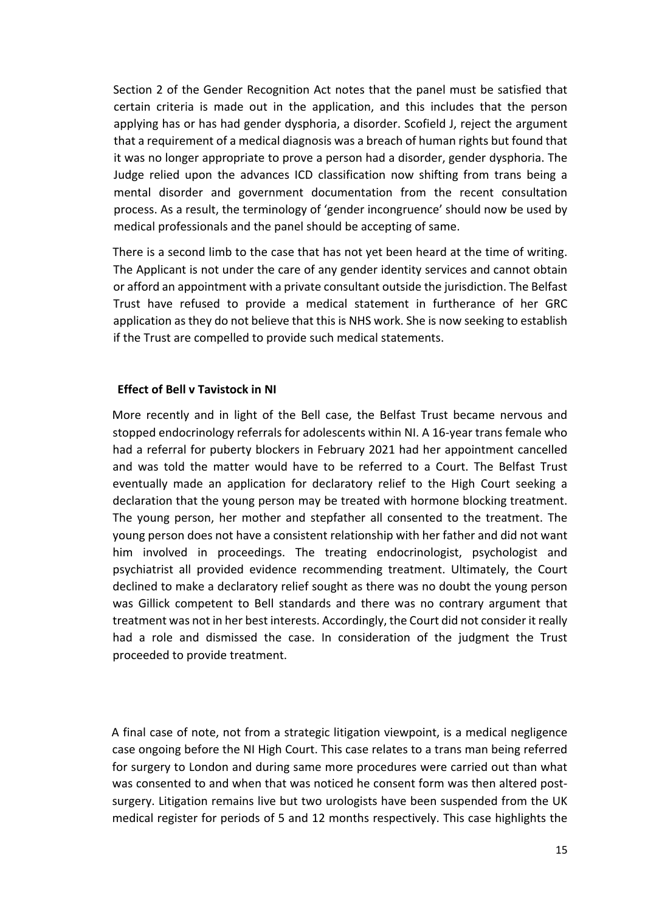Section 2 of the Gender Recognition Act notes that the panel must be satisfied that certain criteria is made out in the application, and this includes that the person applying has or has had gender dysphoria, a disorder. Scofield J, reject the argument that a requirement of a medical diagnosis was a breach of human rights but found that it was no longer appropriate to prove a person had a disorder, gender dysphoria. The Judge relied upon the advances ICD classification now shifting from trans being a mental disorder and government documentation from the recent consultation process. As a result, the terminology of 'gender incongruence' should now be used by medical professionals and the panel should be accepting of same.

There is a second limb to the case that has not yet been heard at the time of writing. The Applicant is not under the care of any gender identity services and cannot obtain or afford an appointment with a private consultant outside the jurisdiction. The Belfast Trust have refused to provide a medical statement in furtherance of her GRC application as they do not believe that this is NHS work. She is now seeking to establish if the Trust are compelled to provide such medical statements.

**Effect of Bell v Tavistock in NI**

More recently and in light of the Bell case, the Belfast Trust became nervous and stopped endocrinology referrals for adolescents within NI. A 16-year trans female who had a referral for puberty blockers in February 2021 had her appointment cancelled and was told the matter would have to be referred to a Court. The Belfast Trust eventually made an application for declaratory relief to the High Court seeking a declaration that the young person may be treated with hormone blocking treatment. The young person, her mother and stepfather all consented to the treatment. The young person does not have a consistent relationship with her father and did not want him involved in proceedings. The treating endocrinologist, psychologist and psychiatrist all provided evidence recommending treatment. Ultimately, the Court declined to make a declaratory relief sought as there was no doubt the young person was Gillick competent to Bell standards and there was no contrary argument that treatment was not in her best interests. Accordingly, the Court did not consider it really had a role and dismissed the case. In consideration of the judgment the Trust proceeded to provide treatment.

A final case of note, not from a strategic litigation viewpoint, is a medical negligence case ongoing before the NI High Court. This case relates to a trans man being referred for surgery to London and during same more procedures were carried out than what was consented to and when that was noticed he consent form was then altered post-surgery. Litigation remains live but two urologists have been suspended from the UK medical register for periods of 5 and 12 months respectively. This case highlights the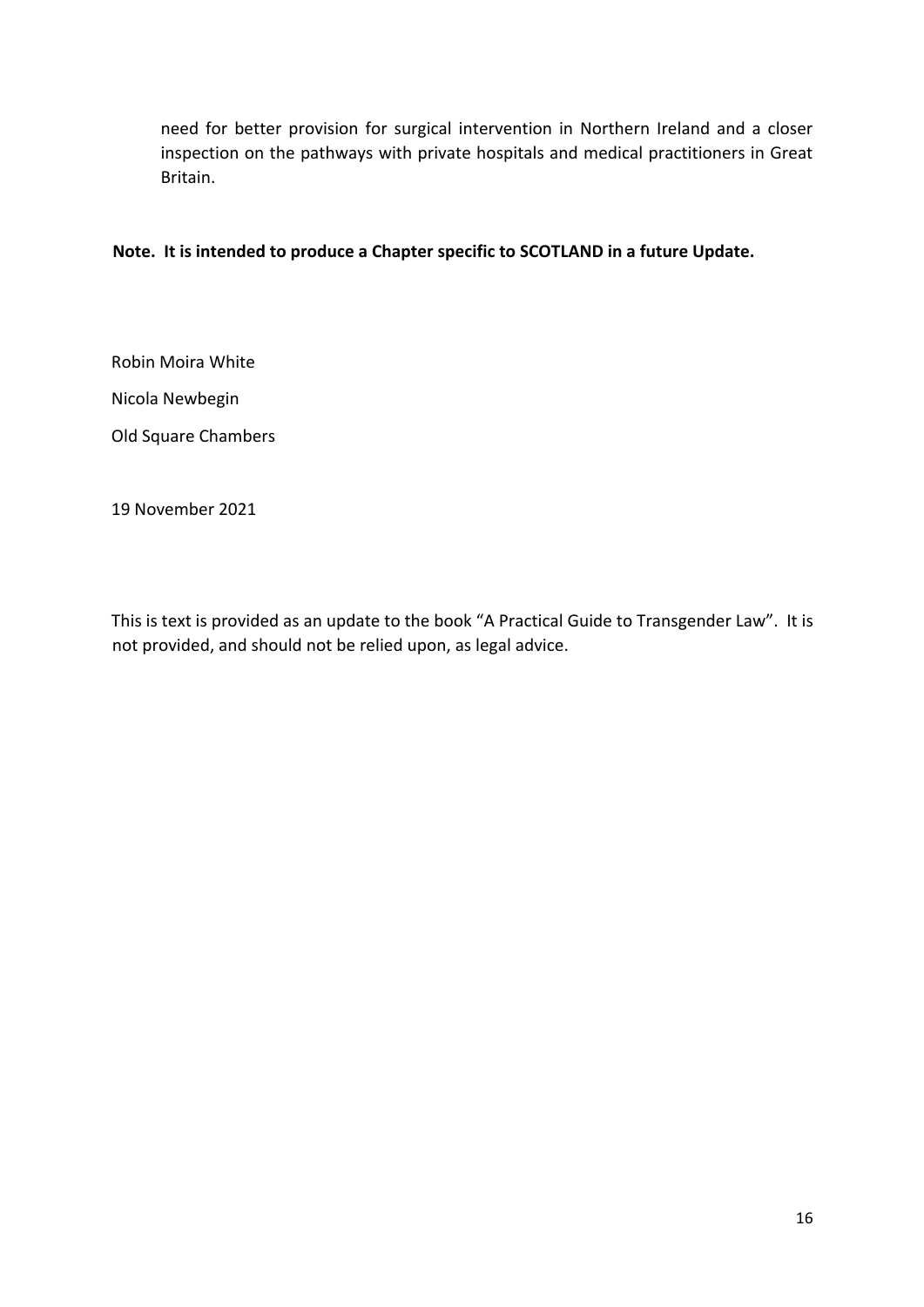need for better provision for surgical intervention in Northern Ireland and a closer inspection on the pathways with private hospitals and medical practitioners in Great Britain.

**Note. It is intended to produce a Chapter specific to SCOTLAND in a future Update.**

Robin Moira White

Nicola Newbegin

Old Square Chambers

19 November 2021

This is text is provided as an update to the book "A Practical Guide to Transgender Law". It is not provided, and should not be relied upon, as legal advice.